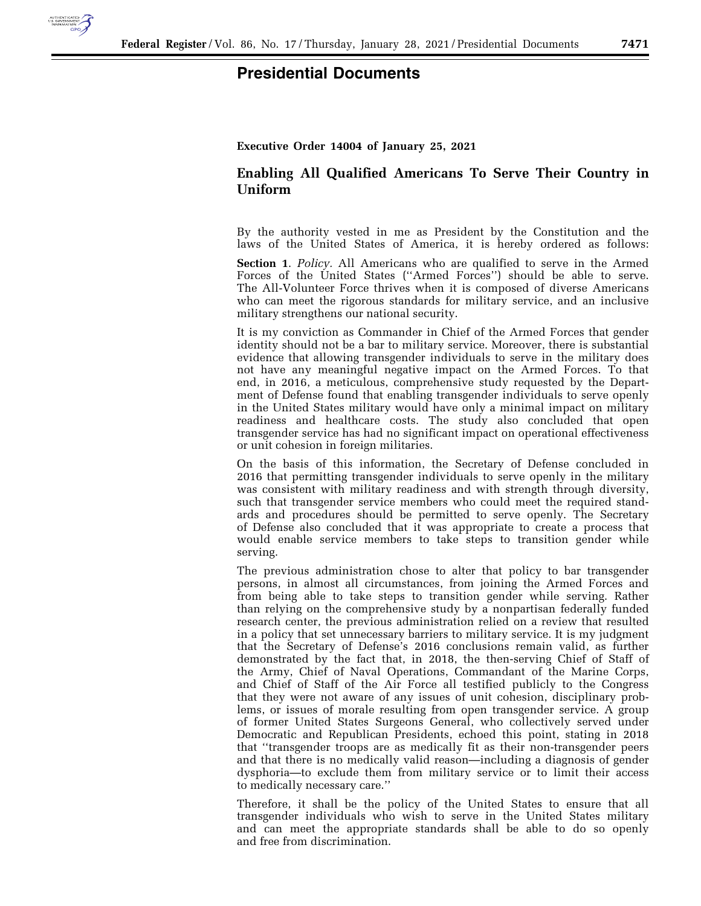# Presidential Documents

**Executive Order 14004 of January 25, 2021**

## Enabling All Qualified Americans To Serve Their Country in Uniform

By the authority vested in me as President by the Constitution and the laws of the United States of America, it is hereby ordered as follows:

**Section 1**. *Policy.* All Americans who are qualified to serve in the Armed Forces of the United States (''Armed Forces'') should be able to serve. The All-Volunteer Force thrives when it is composed of diverse Americans who can meet the rigorous standards for military service, and an inclusive military strengthens our national security.

It is my conviction as Commander in Chief of the Armed Forces that gender identity should not be a bar to military service. Moreover, there is substantial evidence that allowing transgender individuals to serve in the military does not have any meaningful negative impact on the Armed Forces. To that end, in 2016, a meticulous, comprehensive study requested by the Department of Defense found that enabling transgender individuals to serve openly in the United States military would have only a minimal impact on military readiness and healthcare costs. The study also concluded that open transgender service has had no significant impact on operational effectiveness or unit cohesion in foreign militaries.

On the basis of this information, the Secretary of Defense concluded in 2016 that permitting transgender individuals to serve openly in the military was consistent with military readiness and with strength through diversity, such that transgender service members who could meet the required standards and procedures should be permitted to serve openly. The Secretary of Defense also concluded that it was appropriate to create a process that would enable service members to take steps to transition gender while serving.

The previous administration chose to alter that policy to bar transgender persons, in almost all circumstances, from joining the Armed Forces and from being able to take steps to transition gender while serving. Rather than relying on the comprehensive study by a nonpartisan federally funded research center, the previous administration relied on a review that resulted in a policy that set unnecessary barriers to military service. It is my judgment that the Secretary of Defense's 2016 conclusions remain valid, as further demonstrated by the fact that, in 2018, the then-serving Chief of Staff of the Army, Chief of Naval Operations, Commandant of the Marine Corps, and Chief of Staff of the Air Force all testified publicly to the Congress that they were not aware of any issues of unit cohesion, disciplinary problems, or issues of morale resulting from open transgender service. A group of former United States Surgeons General, who collectively served under Democratic and Republican Presidents, echoed this point, stating in 2018 that ''transgender troops are as medically fit as their non-transgender peers and that there is no medically valid reason—including a diagnosis of gender dysphoria—to exclude them from military service or to limit their access to medically necessary care.''

Therefore, it shall be the policy of the United States to ensure that all transgender individuals who wish to serve in the United States military and can meet the appropriate standards shall be able to do so openly and free from discrimination.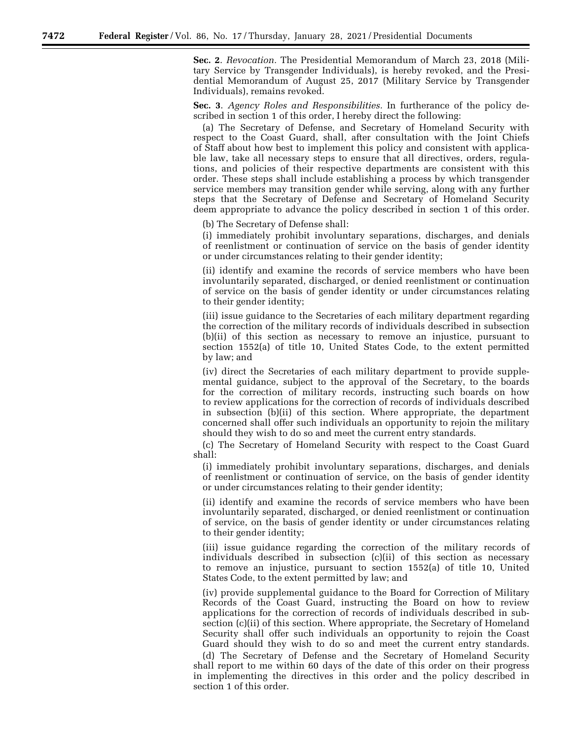**Sec. 2**. *Revocation.* The Presidential Memorandum of March 23, 2018 (Military Service by Transgender Individuals), is hereby revoked, and the Presidential Memorandum of August 25, 2017 (Military Service by Transgender Individuals), remains revoked.

**Sec. 3**. *Agency Roles and Responsibilities.* In furtherance of the policy described in section 1 of this order, I hereby direct the following:

(a) The Secretary of Defense, and Secretary of Homeland Security with respect to the Coast Guard, shall, after consultation with the Joint Chiefs of Staff about how best to implement this policy and consistent with applicable law, take all necessary steps to ensure that all directives, orders, regulations, and policies of their respective departments are consistent with this order. These steps shall include establishing a process by which transgender service members may transition gender while serving, along with any further steps that the Secretary of Defense and Secretary of Homeland Security deem appropriate to advance the policy described in section 1 of this order.

(b) The Secretary of Defense shall:

(i) immediately prohibit involuntary separations, discharges, and denials of reenlistment or continuation of service on the basis of gender identity or under circumstances relating to their gender identity;

(ii) identify and examine the records of service members who have been involuntarily separated, discharged, or denied reenlistment or continuation of service on the basis of gender identity or under circumstances relating to their gender identity;

(iii) issue guidance to the Secretaries of each military department regarding the correction of the military records of individuals described in subsection (b)(ii) of this section as necessary to remove an injustice, pursuant to section 1552(a) of title 10, United States Code, to the extent permitted by law; and

(iv) direct the Secretaries of each military department to provide supplemental guidance, subject to the approval of the Secretary, to the boards for the correction of military records, instructing such boards on how to review applications for the correction of records of individuals described in subsection (b)(ii) of this section. Where appropriate, the department concerned shall offer such individuals an opportunity to rejoin the military should they wish to do so and meet the current entry standards.

(c) The Secretary of Homeland Security with respect to the Coast Guard shall:

(i) immediately prohibit involuntary separations, discharges, and denials of reenlistment or continuation of service, on the basis of gender identity or under circumstances relating to their gender identity;

(ii) identify and examine the records of service members who have been involuntarily separated, discharged, or denied reenlistment or continuation of service, on the basis of gender identity or under circumstances relating to their gender identity;

(iii) issue guidance regarding the correction of the military records of individuals described in subsection (c)(ii) of this section as necessary to remove an injustice, pursuant to section 1552(a) of title 10, United States Code, to the extent permitted by law; and

(iv) provide supplemental guidance to the Board for Correction of Military Records of the Coast Guard, instructing the Board on how to review applications for the correction of records of individuals described in subsection (c)(ii) of this section. Where appropriate, the Secretary of Homeland Security shall offer such individuals an opportunity to rejoin the Coast Guard should they wish to do so and meet the current entry standards.

(d) The Secretary of Defense and the Secretary of Homeland Security shall report to me within 60 days of the date of this order on their progress in implementing the directives in this order and the policy described in section 1 of this order.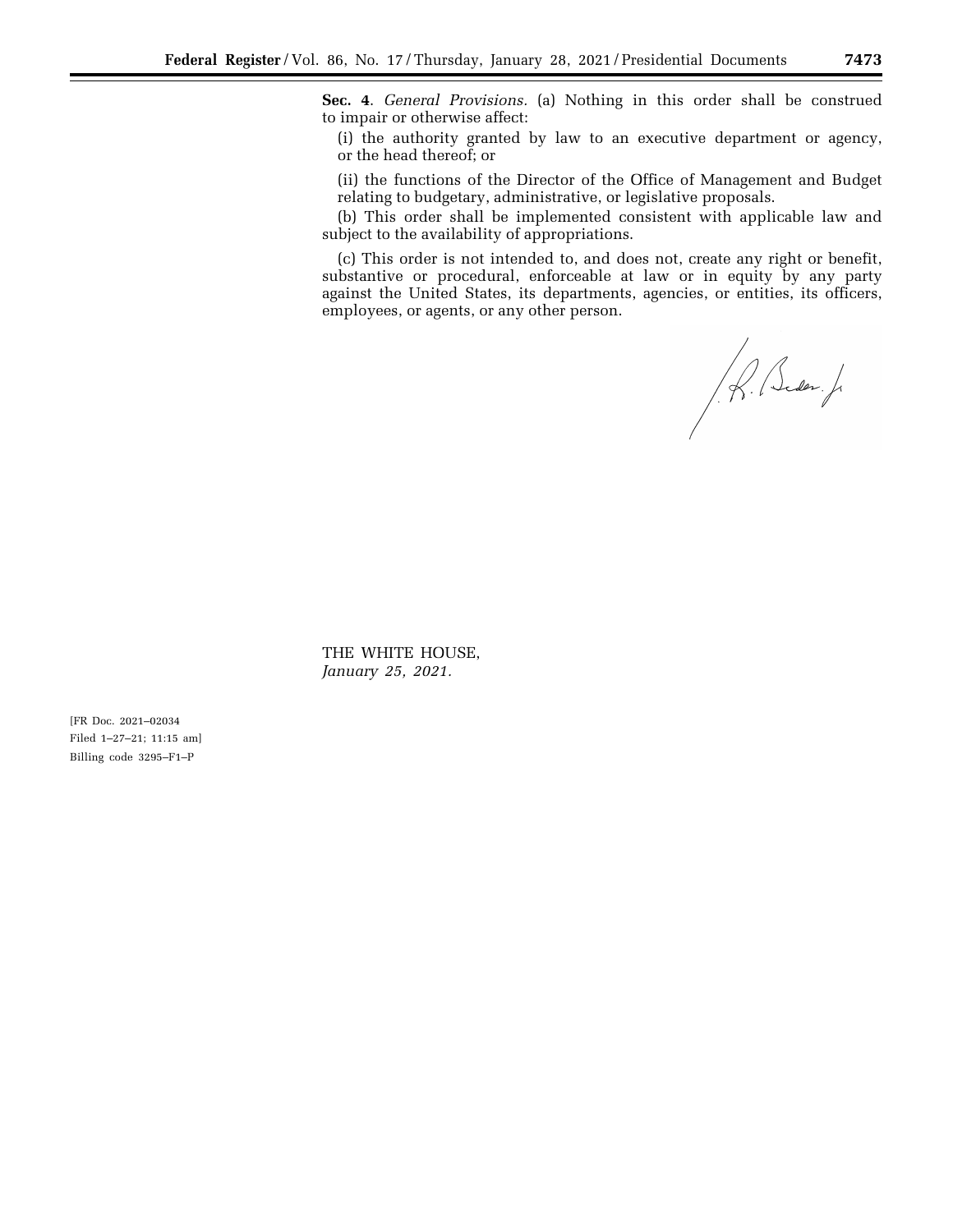**Sec. 4**. *General Provisions.* (a) Nothing in this order shall be construed to impair or otherwise affect:

(i) the authority granted by law to an executive department or agency, or the head thereof; or

(ii) the functions of the Director of the Office of Management and Budget relating to budgetary, administrative, or legislative proposals.

(b) This order shall be implemented consistent with applicable law and subject to the availability of appropriations.

(c) This order is not intended to, and does not, create any right or benefit, substantive or procedural, enforceable at law or in equity by any party against the United States, its departments, agencies, or entities, its officers, employees, or agents, or any other person.

THE WHITE HOUSE,
*January 25, 2021.*

[FR Doc. 2021–02034
Filed 1–27–21; 11:15 am]
Billing code 3295–F1–P